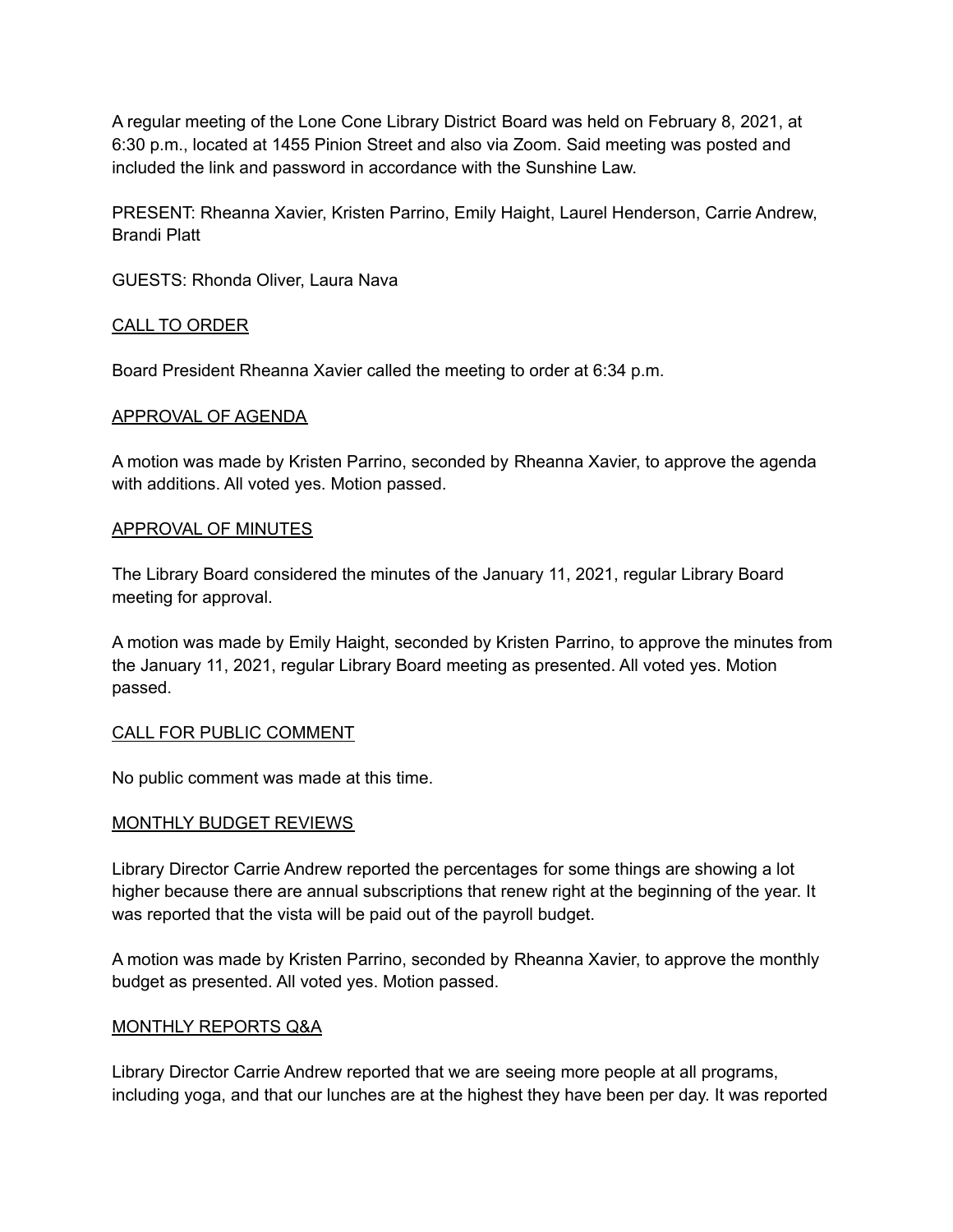A regular meeting of the Lone Cone Library District Board was held on February 8, 2021, at 6:30 p.m., located at 1455 Pinion Street and also via Zoom. Said meeting was posted and included the link and password in accordance with the Sunshine Law.

PRESENT: Rheanna Xavier, Kristen Parrino, Emily Haight, Laurel Henderson, Carrie Andrew, Brandi Platt

GUESTS: Rhonda Oliver, Laura Nava

## CALL TO ORDER

Board President Rheanna Xavier called the meeting to order at 6:34 p.m.

## APPROVAL OF AGENDA

A motion was made by Kristen Parrino, seconded by Rheanna Xavier, to approve the agenda with additions. All voted yes. Motion passed.

## APPROVAL OF MINUTES

The Library Board considered the minutes of the January 11, 2021, regular Library Board meeting for approval.

A motion was made by Emily Haight, seconded by Kristen Parrino, to approve the minutes from the January 11, 2021, regular Library Board meeting as presented. All voted yes. Motion passed.

## CALL FOR PUBLIC COMMENT

No public comment was made at this time.

## MONTHLY BUDGET REVIEWS

Library Director Carrie Andrew reported the percentages for some things are showing a lot higher because there are annual subscriptions that renew right at the beginning of the year. It was reported that the vista will be paid out of the payroll budget.

A motion was made by Kristen Parrino, seconded by Rheanna Xavier, to approve the monthly budget as presented. All voted yes. Motion passed.

## MONTHLY REPORTS Q&A

Library Director Carrie Andrew reported that we are seeing more people at all programs, including yoga, and that our lunches are at the highest they have been per day. It was reported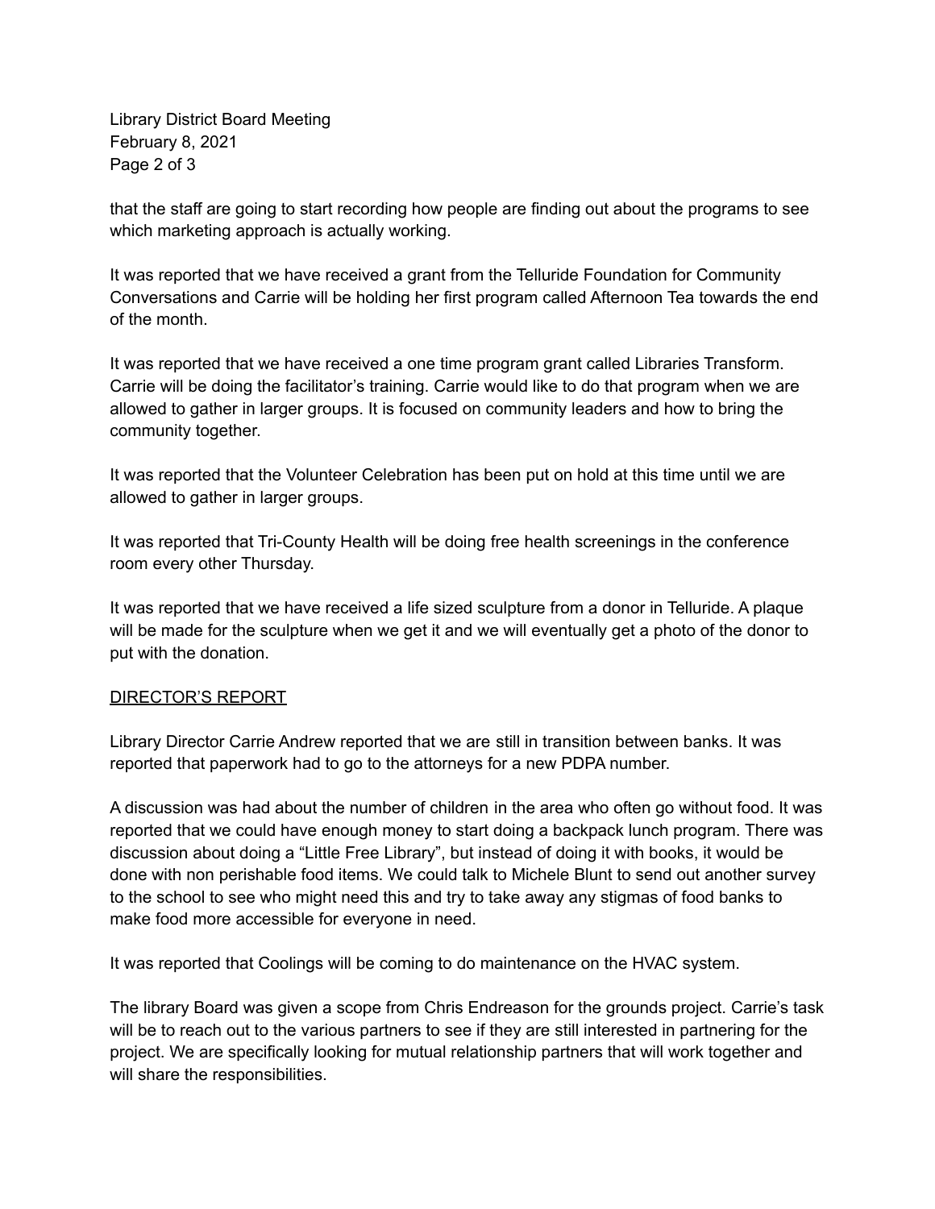that the staff are going to start recording how people are finding out about the programs to see which marketing approach is actually working.

It was reported that we have received a grant from the Telluride Foundation for Community Conversations and Carrie will be holding her first program called Afternoon Tea towards the end of the month.

It was reported that we have received a one time program grant called Libraries Transform. Carrie will be doing the facilitator's training. Carrie would like to do that program when we are allowed to gather in larger groups. It is focused on community leaders and how to bring the community together.

It was reported that the Volunteer Celebration has been put on hold at this time until we are allowed to gather in larger groups.

It was reported that Tri-County Health will be doing free health screenings in the conference room every other Thursday.

It was reported that we have received a life sized sculpture from a donor in Telluride. A plaque will be made for the sculpture when we get it and we will eventually get a photo of the donor to put with the donation.

<u>DIRECTOR'S REPORT</u>

Library Director Carrie Andrew reported that we are still in transition between banks. It was reported that paperwork had to go to the attorneys for a new PDPA number.

A discussion was had about the number of children in the area who often go without food. It was reported that we could have enough money to start doing a backpack lunch program. There was discussion about doing a "Little Free Library", but instead of doing it with books, it would be done with non perishable food items. We could talk to Michele Blunt to send out another survey to the school to see who might need this and try to take away any stigmas of food banks to make food more accessible for everyone in need.

It was reported that Coolings will be coming to do maintenance on the HVAC system.

The library Board was given a scope from Chris Endreason for the grounds project. Carrie's task will be to reach out to the various partners to see if they are still interested in partnering for the project. We are specifically looking for mutual relationship partners that will work together and will share the responsibilities.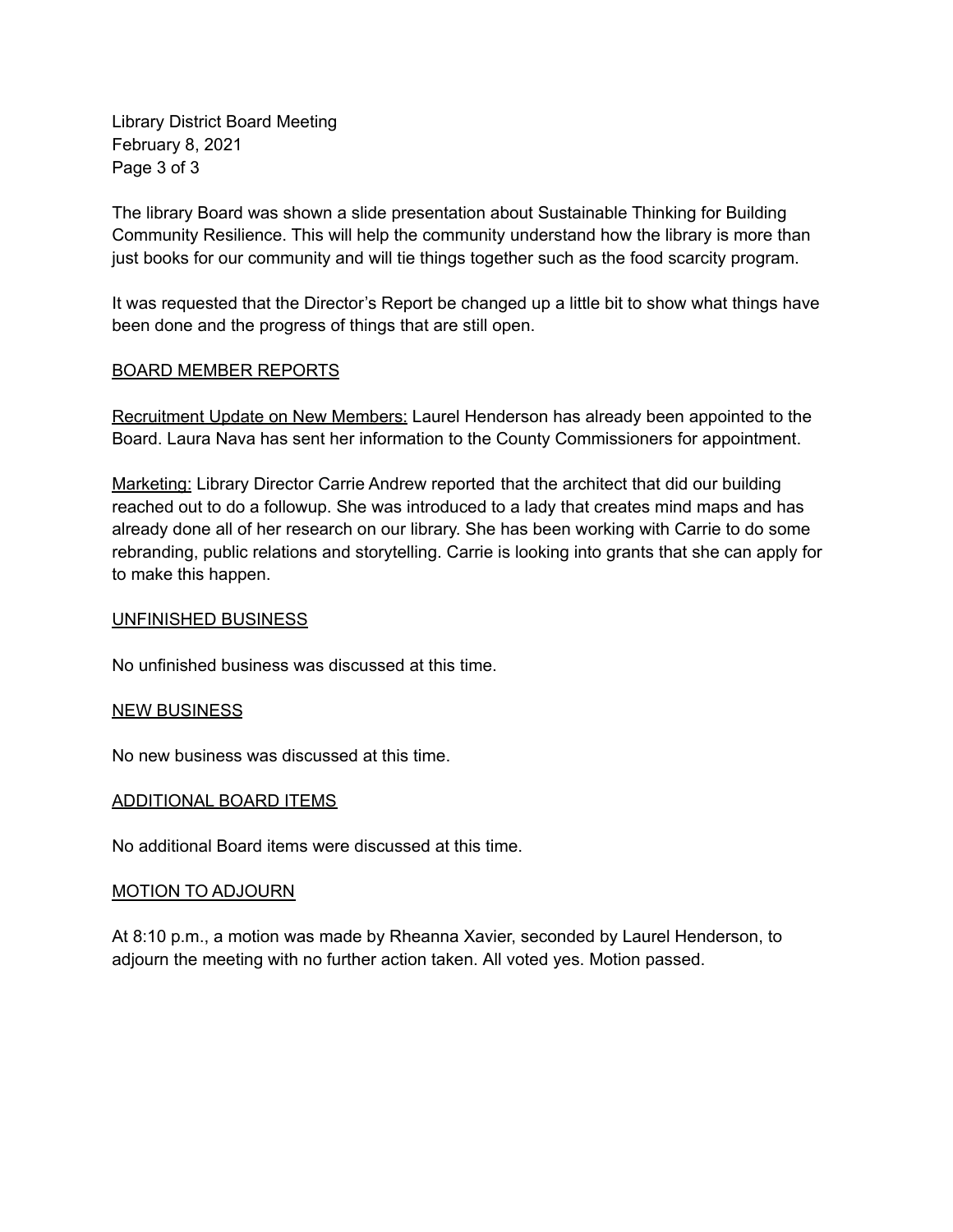The library Board was shown a slide presentation about Sustainable Thinking for Building Community Resilience. This will help the community understand how the library is more than just books for our community and will tie things together such as the food scarcity program.

It was requested that the Director's Report be changed up a little bit to show what things have been done and the progress of things that are still open.

## BOARD MEMBER REPORTS

Recruitment Update on New Members: Laurel Henderson has already been appointed to the Board. Laura Nava has sent her information to the County Commissioners for appointment.

Marketing: Library Director Carrie Andrew reported that the architect that did our building reached out to do a followup. She was introduced to a lady that creates mind maps and has already done all of her research on our library. She has been working with Carrie to do some rebranding, public relations and storytelling. Carrie is looking into grants that she can apply for to make this happen.

## UNFINISHED BUSINESS

No unfinished business was discussed at this time.

## NEW BUSINESS

No new business was discussed at this time.

## ADDITIONAL BOARD ITEMS

No additional Board items were discussed at this time.

## MOTION TO ADJOURN

At 8:10 p.m., a motion was made by Rheanna Xavier, seconded by Laurel Henderson, to adjourn the meeting with no further action taken. All voted yes. Motion passed.